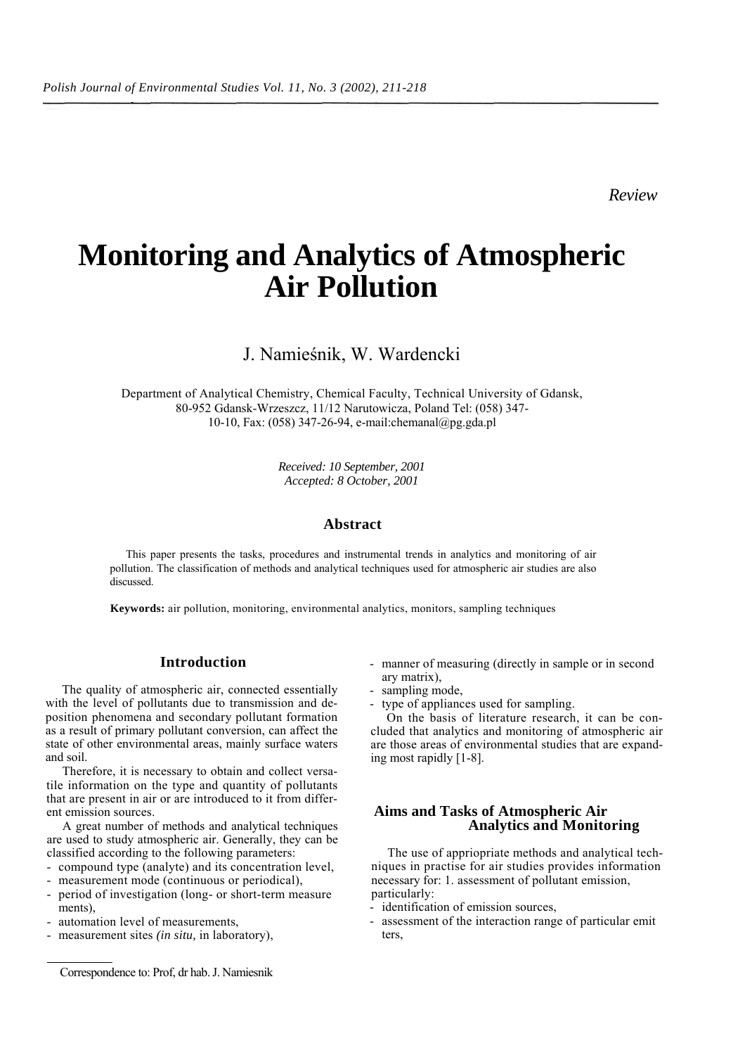*Review*

# Monitoring and Analytics of Atmospheric Air Pollution

J. Namieśnik, W. Wardencki

Department of Analytical Chemistry, Chemical Faculty, Technical University of Gdansk, 80-952 Gdansk-Wrzeszcz, 11/12 Narutowicza, Poland Tel: (058) 347-10-10, Fax: (058) 347-26-94, e-mail:chemanal@pg.gda.pl

*Received: 10 September, 2001*
*Accepted: 8 October, 2001*

### Abstract

This paper presents the tasks, procedures and instrumental trends in analytics and monitoring of air pollution. The classification of methods and analytical techniques used for atmospheric air studies are also discussed.

**Keywords:** air pollution, monitoring, environmental analytics, monitors, sampling techniques

## Introduction

The quality of atmospheric air, connected essentially with the level of pollutants due to transmission and deposition phenomena and secondary pollutant formation as a result of primary pollutant conversion, can affect the state of other environmental areas, mainly surface waters and soil.

Therefore, it is necessary to obtain and collect versatile information on the type and quantity of pollutants that are present in air or are introduced to it from different emission sources.

A great number of methods and analytical techniques are used to study atmospheric air. Generally, they can be classified according to the following parameters:

- compound type (analyte) and its concentration level,
- measurement mode (continuous or periodical),
- period of investigation (long- or short-term measurements),
- automation level of measurements,
- measurement sites *(in situ,* in laboratory),
- manner of measuring (directly in sample or in secondary matrix),
- sampling mode,
- type of appliances used for sampling.

On the basis of literature research, it can be concluded that analytics and monitoring of atmospheric air are those areas of environmental studies that are expanding most rapidly [1-8].

## Aims and Tasks of Atmospheric Air Analytics and Monitoring

The use of appriopriate methods and analytical techniques in practise for air studies provides information necessary for: 1. assessment of pollutant emission, particularly:

- identification of emission sources,
- assessment of the interaction range of particular emitters,

Correspondence to: Prof, dr hab. J. Namiesnik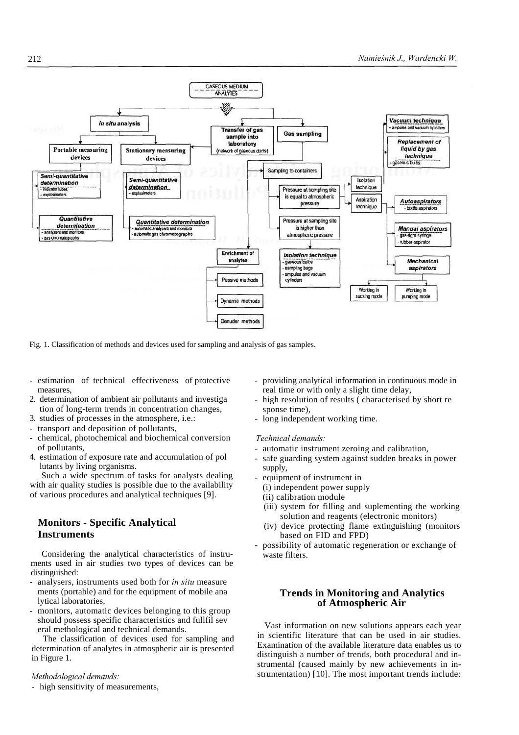Fig. 1. Classification of methods and devices used for sampling and analysis of gas samples.

- estimation of technical effectiveness of protective measures,
2. determination of ambient air pollutants and investigation of long-term trends in concentration changes,
3. studies of processes in the atmosphere, i.e.:
- transport and deposition of pollutants,
- chemical, photochemical and biochemical conversion of pollutants,
4. estimation of exposure rate and accumulation of pollutants by living organisms.

Such a wide spectrum of tasks for analysts dealing with air quality studies is possible due to the availability of various procedures and analytical techniques [9].

## Monitors - Specific Analytical Instruments

Considering the analytical characteristics of instruments used in air studies two types of devices can be distinguished:

- analysers, instruments used both for *in situ* measurements (portable) and for the equipment of mobile analytical laboratories,
- monitors, automatic devices belonging to this group should possess specific characteristics and fullfil several methological and technical demands.

The classification of devices used for sampling and determination of analytes in atmospheric air is presented in Figure 1.

*Methodological demands:*

- high sensitivity of measurements,
- providing analytical information in continuous mode in real time or with only a slight time delay,
- high resolution of results ( characterised by short response time),
- long independent working time.

*Technical demands:*

- automatic instrument zeroing and calibration,
- safe guarding system against sudden breaks in power supply,
- equipment of instrument in
  (i) independent power supply
  (ii) calibration module
  (iii) system for filling and suplementing the working solution and reagents (electronic monitors)
  (iv) device protecting flame extinguishing (monitors based on FID and FPD)
- possibility of automatic regeneration or exchange of waste filters.

## Trends in Monitoring and Analytics of Atmospheric Air

Vast information on new solutions appears each year in scientific literature that can be used in air studies. Examination of the available literature data enables us to distinguish a number of trends, both procedural and instrumental (caused mainly by new achievements in instrumentation) [10]. The most important trends include: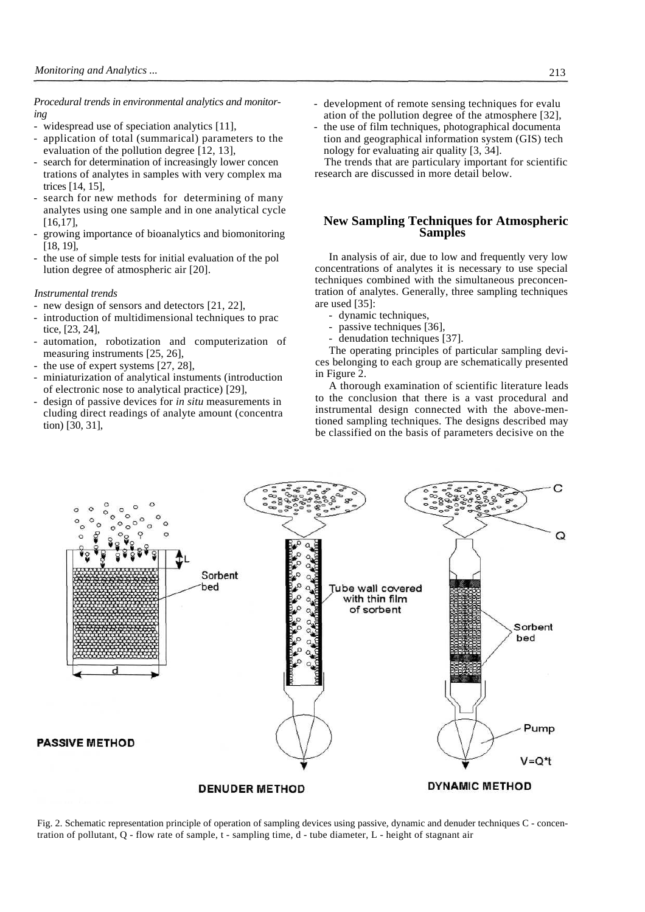*Procedural trends in environmental analytics and monitoring*

- widespread use of speciation analytics [11],
- application of total (summarical) parameters to the evaluation of the pollution degree [12, 13],
- search for determination of increasingly lower concentrations of analytes in samples with very complex matrices [14, 15],
- search for new methods for determining of many analytes using one sample and in one analytical cycle [16,17],
- growing importance of bioanalytics and biomonitoring [18, 19],
- the use of simple tests for initial evaluation of the pollution degree of atmospheric air [20].

*Instrumental trends*

- new design of sensors and detectors [21, 22],
- introduction of multidimensional techniques to practice, [23, 24],
- automation, robotization and computerization of measuring instruments [25, 26],
- the use of expert systems [27, 28],
- miniaturization of analytical instuments (introduction of electronic nose to analytical practice) [29],
- design of passive devices for *in situ* measurements including direct readings of analyte amount (concentration) [30, 31],
- development of remote sensing techniques for evaluation of the pollution degree of the atmosphere [32],
- the use of film techniques, photographical documentation and geographical information system (GIS) technology for evaluating air quality [3, 34].

The trends that are particulary important for scientific research are discussed in more detail below.

## New Sampling Techniques for Atmospheric Samples

In analysis of air, due to low and frequently very low concentrations of analytes it is necessary to use special techniques combined with the simultaneous preconcentration of analytes. Generally, three sampling techniques are used [35]:

- dynamic techniques,
- passive techniques [36],
- denudation techniques [37].

The operating principles of particular sampling devices belonging to each group are schematically presented in Figure 2.

A thorough examination of scientific literature leads to the conclusion that there is a vast procedural and instrumental design connected with the above-mentioned sampling techniques. The designs described may be classified on the basis of parameters decisive on the

Fig. 2. Schematic representation principle of operation of sampling devices using passive, dynamic and denuder techniques C - concentration of pollutant, Q - flow rate of sample, t - sampling time, d - tube diameter, L - height of stagnant air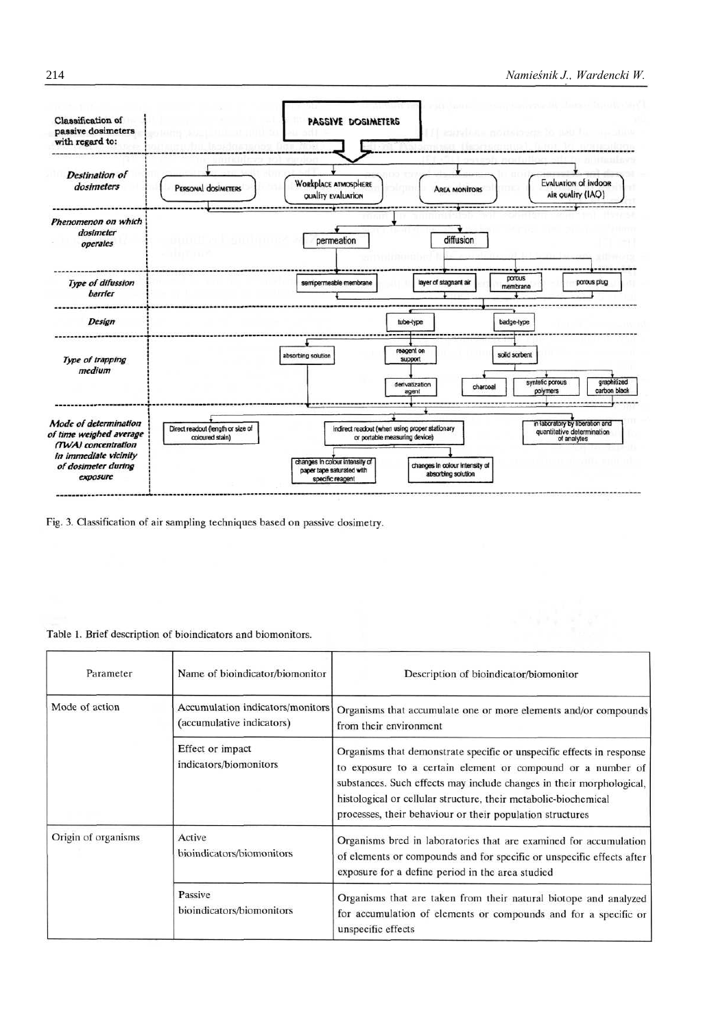**PASSIVE DOSIMETERS**

Classification of passive dosimeters with regard to:

- *Destination of dosimeters*: Personal dosimeters; Workplace atmosphere quality evaluation; Area monitors; Evaluation of indoor air quality (IAQ)
- *Phenomenon on which dosimeter operates*: permeation; diffusion
- *Type of diffusion barrier*: semipermeable membrane; layer of stagnant air; porous membrane; porous plug
- *Design*: tube-type; badge-type
- *Type of trapping medium*: absorbing solution; reagent on support; solid sorbent; derivatization agent; charcoal; syntetic porous polymers; graphitized carbon black
- *Mode of determination of time weighed average (TWA) concentration in immediate vicinity of dosimeter during exposure*: Direct readout (length or size of coloured stain); Indirect readout (when using proper stationary or portable measuring device); in laboratory by liberation and quantitative determination of analytes; changes in colour intensity of paper tape saturated with specific reagent; changes in colour intensity of absorbing solution

Fig. 3. Classification of air sampling techniques based on passive dosimetry.

Table 1. Brief description of bioindicators and biomonitors.

| Parameter | Name of bioindicator/biomonitor | Description of bioindicator/biomonitor |
|---|---|---|
| Mode of action | Accumulation indicators/monitors (accumulative indicators) | Organisms that accumulate one or more elements and/or compounds from their environment |
| | Effect or impact indicators/biomonitors | Organisms that demonstrate specific or unspecific effects in response to exposure to a certain element or compound or a number of substances. Such effects may include changes in their morphological, histological or cellular structure, their metabolic-biochemical processes, their behaviour or their population structures |
| Origin of organisms | Active bioindicators/biomonitors | Organisms bred in laboratories that are examined for accumulation of elements or compounds and for specific or unspecific effects after exposure for a define period in the area studied |
| | Passive bioindicators/biomonitors | Organisms that are taken from their natural biotope and analyzed for accumulation of elements or compounds and for a specific or unspecific effects |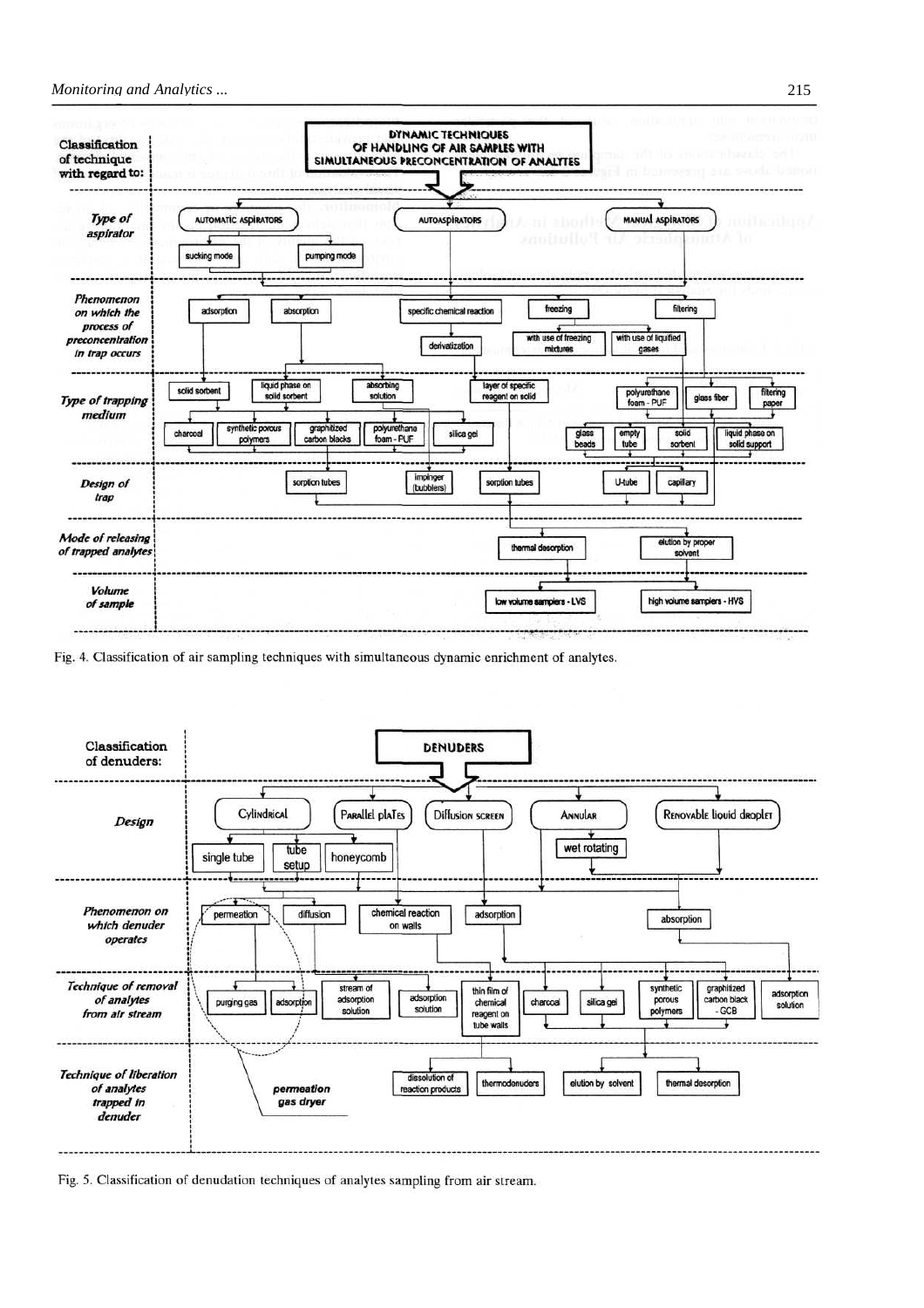**Classification of technique with regard to:** DYNAMIC TECHNIQUES OF HANDLING OF AIR SAMPLES WITH SIMULTANEOUS PRECONCENTRATION OF ANALYTES

- *Type of aspirator*: AUTOMATIC ASPIRATORS (sucking mode, pumping mode); AUTOASPIRATORS; MANUAL ASPIRATORS
- *Phenomenon on which the process of preconcentration in trap occurs*: adsorption; absorption; specific chemical reaction (derivatization); freezing (with use of freezing mixtures, with use of liquified gases); filtering
- *Type of trapping medium*: solid sorbent; liquid phase on solid sorbent; absorbing solution; layer of specific reagent on solid; polyurethane foam - PUF; glass fiber; filtering paper; charcoal; synthetic porous polymers; graphitized carbon blacks; polyurethane foam - PUF; silica gel; glass beads; empty tube; solid sorbent; liquid phase on solid support
- *Design of trap*: sorption tubes; impinger (bubblers); sorption tubes; U-tube; capillary
- *Mode of releasing of trapped analytes*: thermal desorption; elution by proper solvent
- *Volume of sample*: low volume samplers - LVS; high volume samplers - HVS

Fig. 4. Classification of air sampling techniques with simultaneous dynamic enrichment of analytes.

**Classification of denuders:** DENUDERS

- *Design*: Cylindrical (single tube, tube setup, honeycomb); Parallel plates; Diffusion screen; Annular (wet rotating); Renovable liquid droplet
- *Phenomenon on which denuder operates*: permeation; diffusion; chemical reaction on walls; adsorption; absorption
- *Technique of removal of analytes from air stream*: purging gas; adsorption; stream of adsorption solution; adsorption solution; thin film of chemical reagent on tube walls; charcoal; silica gel; synthetic porous polymers; graphitized carbon black - GCB; adsorption solution
- *Technique of liberation of analytes trapped in denuder*: permeation gas dryer; dissolution of reaction products; thermodenuders; elution by solvent; thermal desorption

Fig. 5. Classification of denudation techniques of analytes sampling from air stream.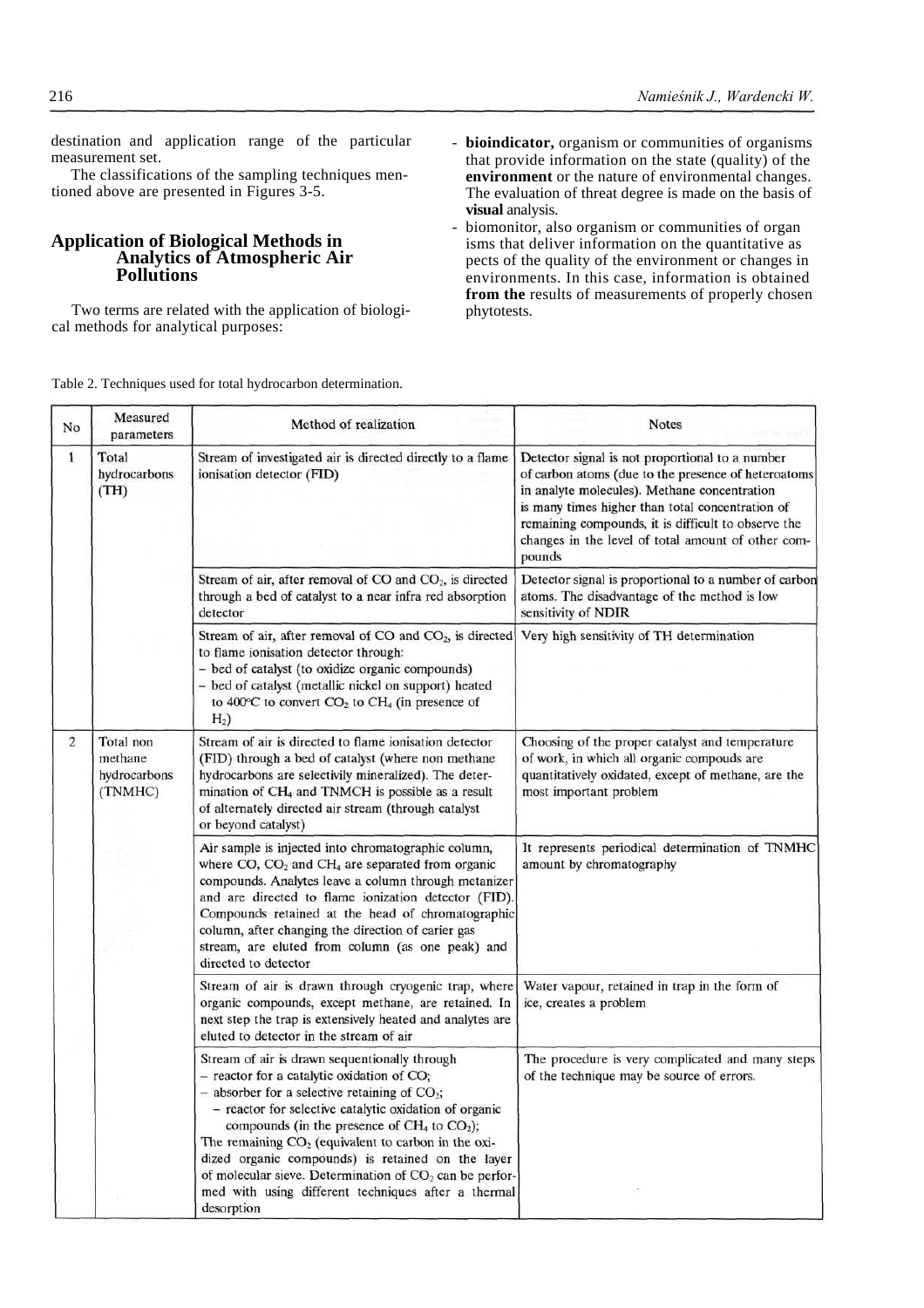destination and application range of the particular measurement set.

The classifications of the sampling techniques mentioned above are presented in Figures 3-5.

## Application of Biological Methods in Analytics of Atmospheric Air Pollutions

Two terms are related with the application of biological methods for analytical purposes:

- **bioindicator,** organism or communities of organisms that provide information on the state (quality) of the **environment** or the nature of environmental changes. The evaluation of threat degree is made on the basis of **visual** analysis.
- biomonitor, also organism or communities of organ isms that deliver information on the quantitative as pects of the quality of the environment or changes in environments. In this case, information is obtained **from the** results of measurements of properly chosen phytotests.

Table 2. Techniques used for total hydrocarbon determination.

| No | Measured parameters | Method of realization | Notes |
|---|---|---|---|
| 1 | Total hydrocarbons (TH) | Stream of investigated air is directed directly to a flame ionisation detector (FID) | Detector signal is not proportional to a number of carbon atoms (due to the presence of heteroatoms in analyte molecules). Methane concentration is many times higher than total concentration of remaining compounds, it is difficult to observe the changes in the level of total amount of other compounds |
| | | Stream of air, after removal of CO and $CO_2$, is directed through a bed of catalyst to a near infra red absorption detector | Detector signal is proportional to a number of carbon atoms. The disadvantage of the method is low sensitivity of NDIR |
| | | Stream of air, after removal of CO and $CO_2$, is directed to flame ionisation detector through:<br>– bed of catalyst (to oxidize organic compounds)<br>– bed of catalyst (metallic nickel on support) heated to 400°C to convert $CO_2$ to $CH_4$ (in presence of $H_2$) | Very high sensitivity of TH determination |
| 2 | Total non methane hydrocarbons (TNMHC) | Stream of air is directed to flame ionisation detector (FID) through a bed of catalyst (where non methane hydrocarbons are selectivily mineralized). The determination of $CH_4$ and TNMCH is possible as a result of alternately directed air stream (through catalyst or beyond catalyst) | Choosing of the proper catalyst and temperature of work, in which all organic compouds are quantitatively oxidated, except of methane, are the most important problem |
| | | Air sample is injected into chromatographic column, where CO, $CO_2$ and $CH_4$ are separated from organic compounds. Analytes leave a column through metanizer and are directed to flame ionization detector (FID). Compounds retained at the head of chromatographic column, after changing the direction of carier gas stream, are eluted from column (as one peak) and directed to detector | It represents periodical determination of TNMHC amount by chromatography |
| | | Stream of air is drawn through cryogenic trap, where organic compounds, except methane, are retained. In next step the trap is extensively heated and analytes are eluted to detector in the stream of air | Water vapour, retained in trap in the form of ice, creates a problem |
| | | Stream of air is drawn sequentionally through<br>– reactor for a catalytic oxidation of CO;<br>– absorber for a selective retaining of $CO_2$;<br>– reactor for selective catalytic oxidation of organic compounds (in the presence of $CH_4$ to $CO_2$);<br>The remaining $CO_2$ (equivalent to carbon in the oxidized organic compounds) is retained on the layer of molecular sieve. Determination of $CO_2$ can be performed with using different techniques after a thermal desorption | The procedure is very complicated and many steps of the technique may be source of errors. |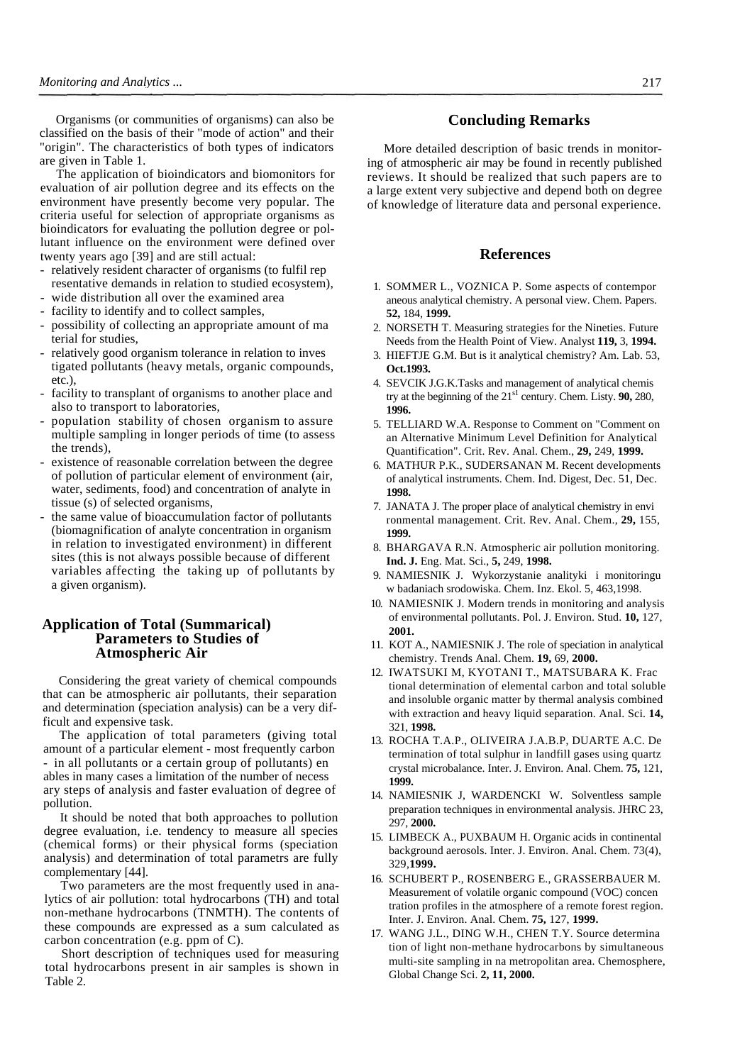Organisms (or communities of organisms) can also be classified on the basis of their "mode of action" and their "origin". The characteristics of both types of indicators are given in Table 1.

The application of bioindicators and biomonitors for evaluation of air pollution degree and its effects on the environment have presently become very popular. The criteria useful for selection of appropriate organisms as bioindicators for evaluating the pollution degree or pollutant influence on the environment were defined over twenty years ago [39] and are still actual:

- relatively resident character of organisms (to fulfil representative demands in relation to studied ecosystem),
- wide distribution all over the examined area
- facility to identify and to collect samples,
- possibility of collecting an appropriate amount of material for studies,
- relatively good organism tolerance in relation to investigated pollutants (heavy metals, organic compounds, etc.),
- facility to transplant of organisms to another place and also to transport to laboratories,
- population stability of chosen organism to assure multiple sampling in longer periods of time (to assess the trends),
- existence of reasonable correlation between the degree of pollution of particular element of environment (air, water, sediments, food) and concentration of analyte in tissue (s) of selected organisms,
- the same value of bioaccumulation factor of pollutants (biomagnification of analyte concentration in organism in relation to investigated environment) in different sites (this is not always possible because of different variables affecting the taking up of pollutants by a given organism).

## Application of Total (Summarical) Parameters to Studies of Atmospheric Air

Considering the great variety of chemical compounds that can be atmospheric air pollutants, their separation and determination (speciation analysis) can be a very difficult and expensive task.

The application of total parameters (giving total amount of a particular element - most frequently carbon - in all pollutants or a certain group of pollutants) enables in many cases a limitation of the number of necessary steps of analysis and faster evaluation of degree of pollution.

It should be noted that both approaches to pollution degree evaluation, i.e. tendency to measure all species (chemical forms) or their physical forms (speciation analysis) and determination of total parametrs are fully complementary [44].

Two parameters are the most frequently used in analytics of air pollution: total hydrocarbons (TH) and total non-methane hydrocarbons (TNMTH). The contents of these compounds are expressed as a sum calculated as carbon concentration (e.g. ppm of C).

Short description of techniques used for measuring total hydrocarbons present in air samples is shown in Table 2.

## Concluding Remarks

More detailed description of basic trends in monitoring of atmospheric air may be found in recently published reviews. It should be realized that such papers are to a large extent very subjective and depend both on degree of knowledge of literature data and personal experience.

## References

1. SOMMER L., VOZNICA P. Some aspects of contemporaneous analytical chemistry. A personal view. Chem. Papers. **52,** 184, **1999.**
2. NORSETH T. Measuring strategies for the Nineties. Future Needs from the Health Point of View. Analyst **119,** 3, **1994.**
3. HIEFTJE G.M. But is it analytical chemistry? Am. Lab. 53, **Oct.1993.**
4. SEVCIK J.G.K.Tasks and management of analytical chemistry at the beginning of the 21$^{st}$ century. Chem. Listy. **90,** 280, **1996.**
5. TELLIARD W.A. Response to Comment on "Comment on an Alternative Minimum Level Definition for Analytical Quantification". Crit. Rev. Anal. Chem., **29,** 249, **1999.**
6. MATHUR P.K., SUDERSANAN M. Recent developments of analytical instruments. Chem. Ind. Digest, Dec. 51, Dec. **1998.**
7. JANATA J. The proper place of analytical chemistry in environmental management. Crit. Rev. Anal. Chem., **29,** 155, **1999.**
8. BHARGAVA R.N. Atmospheric air pollution monitoring. **Ind. J.** Eng. Mat. Sci., **5,** 249, **1998.**
9. NAMIESNIK J. Wykorzystanie analityki i monitoringu w badaniach srodowiska. Chem. Inz. Ekol. 5, 463,1998.
10. NAMIESNIK J. Modern trends in monitoring and analysis of environmental pollutants. Pol. J. Environ. Stud. **10,** 127, **2001.**
11. KOT A., NAMIESNIK J. The role of speciation in analytical chemistry. Trends Anal. Chem. **19,** 69, **2000.**
12. IWATSUKI M, KYOTANI T., MATSUBARA K. Fractional determination of elemental carbon and total soluble and insoluble organic matter by thermal analysis combined with extraction and heavy liquid separation. Anal. Sci. **14,** 321, **1998.**
13. ROCHA T.A.P., OLIVEIRA J.A.B.P, DUARTE A.C. Determination of total sulphur in landfill gases using quartz crystal microbalance. Inter. J. Environ. Anal. Chem. **75,** 121, **1999.**
14. NAMIESNIK J, WARDENCKI W. Solventless sample preparation techniques in environmental analysis. JHRC 23, 297, **2000.**
15. LIMBECK A., PUXBAUM H. Organic acids in continental background aerosols. Inter. J. Environ. Anal. Chem. 73(4), 329,**1999.**
16. SCHUBERT P., ROSENBERG E., GRASSERBAUER M. Measurement of volatile organic compound (VOC) concentration profiles in the atmosphere of a remote forest region. Inter. J. Environ. Anal. Chem. **75,** 127, **1999.**
17. WANG J.L., DING W.H., CHEN T.Y. Source determination of light non-methane hydrocarbons by simultaneous multi-site sampling in na metropolitan area. Chemosphere, Global Change Sci. **2, 11, 2000.**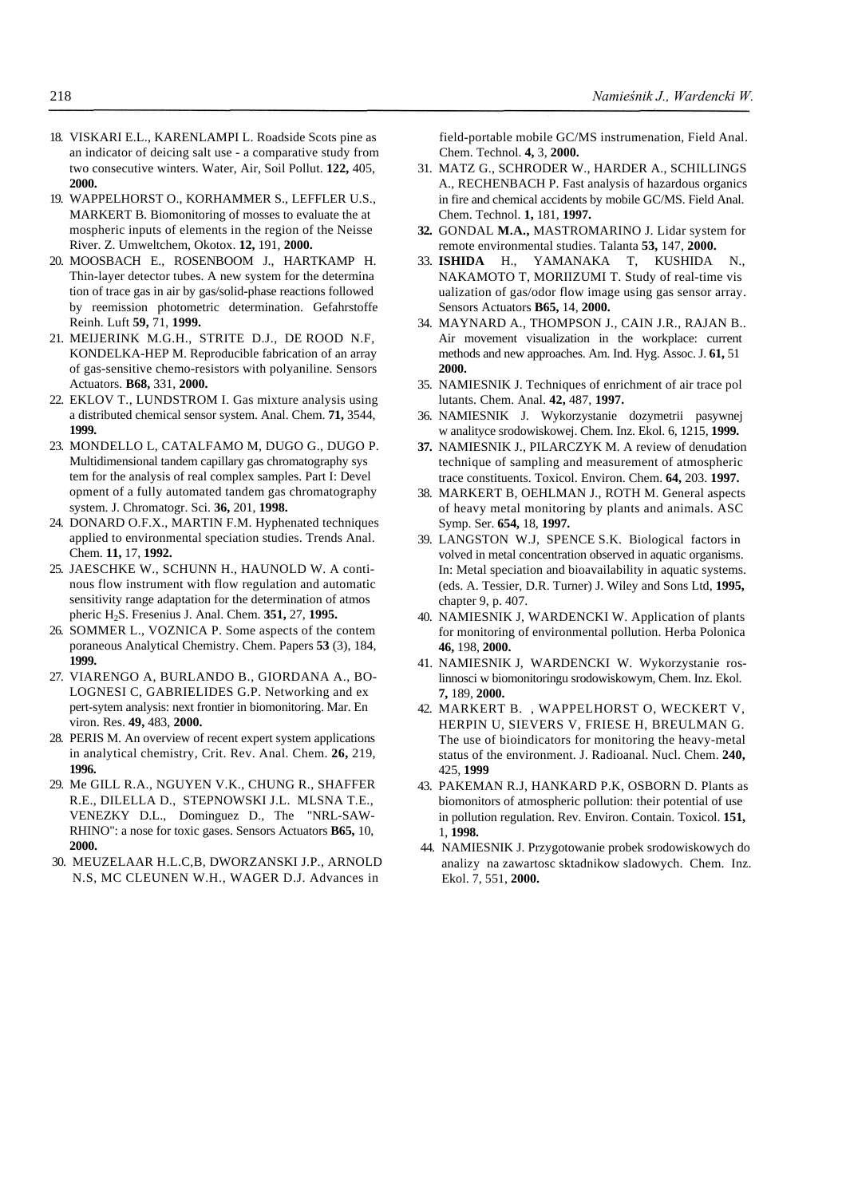18. VISKARI E.L., KARENLAMPI L. Roadside Scots pine as an indicator of deicing salt use - a comparative study from two consecutive winters. Water, Air, Soil Pollut. **122,** 405, **2000.**
19. WAPPELHORST O., KORHAMMER S., LEFFLER U.S., MARKERT B. Biomonitoring of mosses to evaluate the at mospheric inputs of elements in the region of the Neisse River. Z. Umweltchem, Okotox. **12,** 191, **2000.**
20. MOOSBACH E., ROSENBOOM J., HARTKAMP H. Thin-layer detector tubes. A new system for the determina tion of trace gas in air by gas/solid-phase reactions followed by reemission photometric determination. Gefahrstoffe Reinh. Luft **59,** 71, **1999.**
21. MEIJERINK M.G.H., STRITE D.J., DE ROOD N.F, KONDELKA-HEP M. Reproducible fabrication of an array of gas-sensitive chemo-resistors with polyaniline. Sensors Actuators. **B68,** 331, **2000.**
22. EKLOV T., LUNDSTROM I. Gas mixture analysis using a distributed chemical sensor system. Anal. Chem. **71,** 3544, **1999.**
23. MONDELLO L, CATALFAMO M, DUGO G., DUGO P. Multidimensional tandem capillary gas chromatography sys tem for the analysis of real complex samples. Part I: Devel opment of a fully automated tandem gas chromatography system. J. Chromatogr. Sci. **36,** 201, **1998.**
24. DONARD O.F.X., MARTIN F.M. Hyphenated techniques applied to environmental speciation studies. Trends Anal. Chem. **11,** 17, **1992.**
25. JAESCHKE W., SCHUNN H., HAUNOLD W. A continous flow instrument with flow regulation and automatic sensitivity range adaptation for the determination of atmos pheric $H_2S$. Fresenius J. Anal. Chem. **351,** 27, **1995.**
26. SOMMER L., VOZNICA P. Some aspects of the contem poraneous Analytical Chemistry. Chem. Papers **53** (3), 184, **1999.**
27. VIARENGO A, BURLANDO B., GIORDANA A., BOLOGNESI C, GABRIELIDES G.P. Networking and ex pert-sytem analysis: next frontier in biomonitoring. Mar. En viron. Res. **49,** 483, **2000.**
28. PERIS M. An overview of recent expert system applications in analytical chemistry, Crit. Rev. Anal. Chem. **26,** 219, **1996.**
29. Me GILL R.A., NGUYEN V.K., CHUNG R., SHAFFER R.E., DILELLA D., STEPNOWSKI J.L. MLSNA T.E., VENEZKY D.L., Dominguez D., The "NRL-SAW-RHINO": a nose for toxic gases. Sensors Actuators **B65,** 10, **2000.**
30. MEUZELAAR H.L.C,B, DWORZANSKI J.P., ARNOLD N.S, MC CLEUNEN W.H., WAGER D.J. Advances in field-portable mobile GC/MS instrumenation, Field Anal. Chem. Technol. **4,** 3, **2000.**
31. MATZ G., SCHRODER W., HARDER A., SCHILLINGS A., RECHENBACH P. Fast analysis of hazardous organics in fire and chemical accidents by mobile GC/MS. Field Anal. Chem. Technol. **1,** 181, **1997.**
32. GONDAL **M.A.,** MASTROMARINO J. Lidar system for remote environmental studies. Talanta **53,** 147, **2000.**
33. **ISHIDA** H., YAMANAKA T, KUSHIDA N., NAKAMOTO T, MORIIZUMI T. Study of real-time vis ualization of gas/odor flow image using gas sensor array. Sensors Actuators **B65,** 14, **2000.**
34. MAYNARD A., THOMPSON J., CAIN J.R., RAJAN B.. Air movement visualization in the workplace: current methods and new approaches. Am. Ind. Hyg. Assoc. J. **61,** 51 **2000.**
35. NAMIESNIK J. Techniques of enrichment of air trace pol lutants. Chem. Anal. **42,** 487, **1997.**
36. NAMIESNIK J. Wykorzystanie dozymetrii pasywnej w analityce srodowiskowej. Chem. Inz. Ekol. 6, 1215, **1999.**
37. NAMIESNIK J., PILARCZYK M. A review of denudation technique of sampling and measurement of atmospheric trace constituents. Toxicol. Environ. Chem. **64,** 203. **1997.**
38. MARKERT B, OEHLMAN J., ROTH M. General aspects of heavy metal monitoring by plants and animals. ASC Symp. Ser. **654,** 18, **1997.**
39. LANGSTON W.J, SPENCE S.K. Biological factors in volved in metal concentration observed in aquatic organisms. In: Metal speciation and bioavailability in aquatic systems. (eds. A. Tessier, D.R. Turner) J. Wiley and Sons Ltd, **1995,** chapter 9, p. 407.
40. NAMIESNIK J, WARDENCKI W. Application of plants for monitoring of environmental pollution. Herba Polonica **46,** 198, **2000.**
41. NAMIESNIK J, WARDENCKI W. Wykorzystanie roslinnosci w biomonitoringu srodowiskowym, Chem. Inz. Ekol. **7,** 189, **2000.**
42. MARKERT B. , WAPPELHORST O, WECKERT V, HERPIN U, SIEVERS V, FRIESE H, BREULMAN G. The use of bioindicators for monitoring the heavy-metal status of the environment. J. Radioanal. Nucl. Chem. **240,** 425, **1999**
43. PAKEMAN R.J, HANKARD P.K, OSBORN D. Plants as biomonitors of atmospheric pollution: their potential of use in pollution regulation. Rev. Environ. Contain. Toxicol. **151,** 1, **1998.**
44. NAMIESNIK J. Przygotowanie probek srodowiskowych do analizy na zawartosc sktadnikow sladowych. Chem. Inz. Ekol. 7, 551, **2000.**